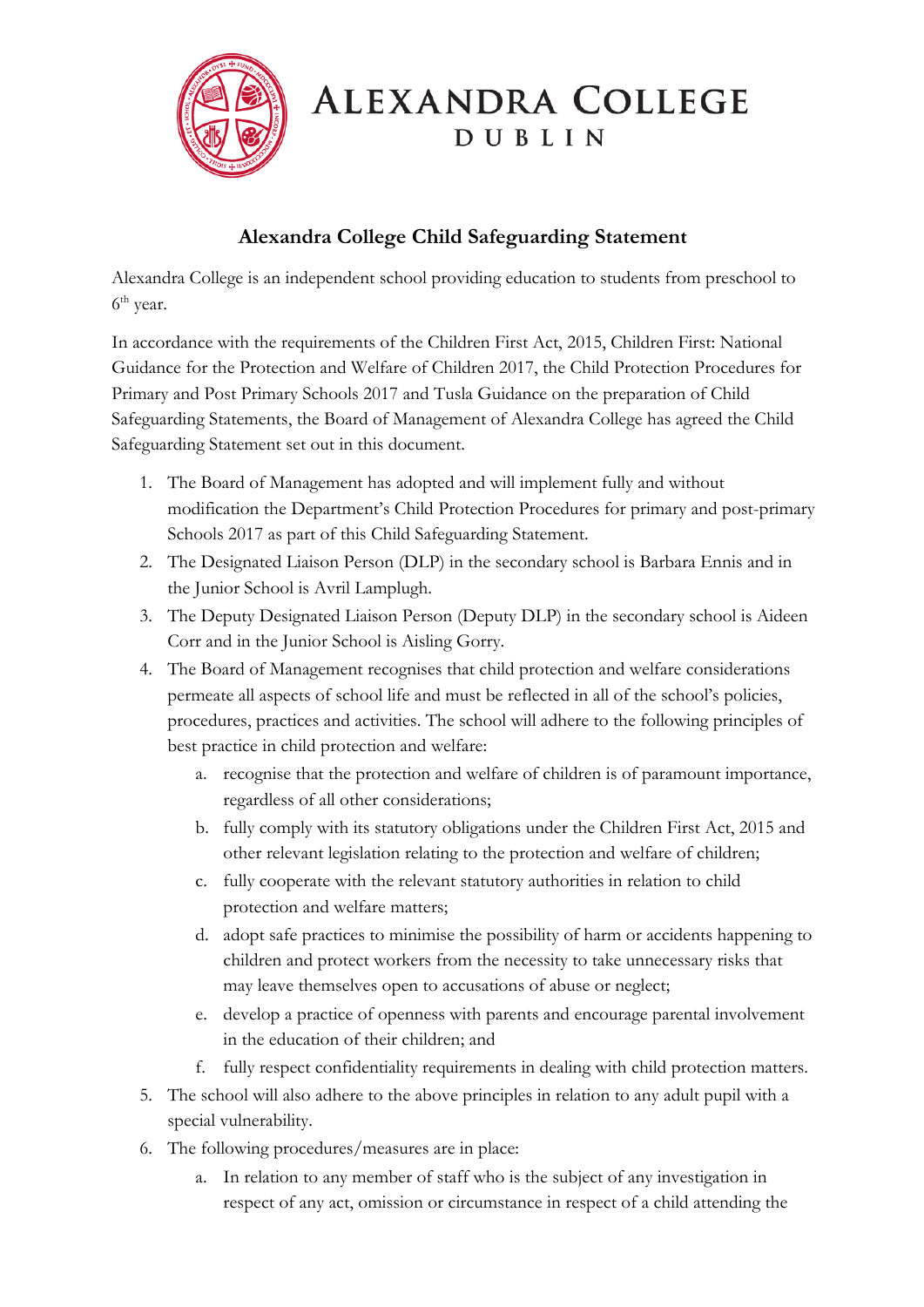# ALEXANDRA COLLEGE
## DUBLIN

## Alexandra College Child Safeguarding Statement

Alexandra College is an independent school providing education to students from preschool to 6th year.

In accordance with the requirements of the Children First Act, 2015, Children First: National Guidance for the Protection and Welfare of Children 2017, the Child Protection Procedures for Primary and Post Primary Schools 2017 and Tusla Guidance on the preparation of Child Safeguarding Statements, the Board of Management of Alexandra College has agreed the Child Safeguarding Statement set out in this document.

1. The Board of Management has adopted and will implement fully and without modification the Department's Child Protection Procedures for primary and post-primary Schools 2017 as part of this Child Safeguarding Statement.
2. The Designated Liaison Person (DLP) in the secondary school is Barbara Ennis and in the Junior School is Avril Lamplugh.
3. The Deputy Designated Liaison Person (Deputy DLP) in the secondary school is Aideen Corr and in the Junior School is Aisling Gorry.
4. The Board of Management recognises that child protection and welfare considerations permeate all aspects of school life and must be reflected in all of the school's policies, procedures, practices and activities. The school will adhere to the following principles of best practice in child protection and welfare:
    a. recognise that the protection and welfare of children is of paramount importance, regardless of all other considerations;
    b. fully comply with its statutory obligations under the Children First Act, 2015 and other relevant legislation relating to the protection and welfare of children;
    c. fully cooperate with the relevant statutory authorities in relation to child protection and welfare matters;
    d. adopt safe practices to minimise the possibility of harm or accidents happening to children and protect workers from the necessity to take unnecessary risks that may leave themselves open to accusations of abuse or neglect;
    e. develop a practice of openness with parents and encourage parental involvement in the education of their children; and
    f. fully respect confidentiality requirements in dealing with child protection matters.
5. The school will also adhere to the above principles in relation to any adult pupil with a special vulnerability.
6. The following procedures/measures are in place:
    a. In relation to any member of staff who is the subject of any investigation in respect of any act, omission or circumstance in respect of a child attending the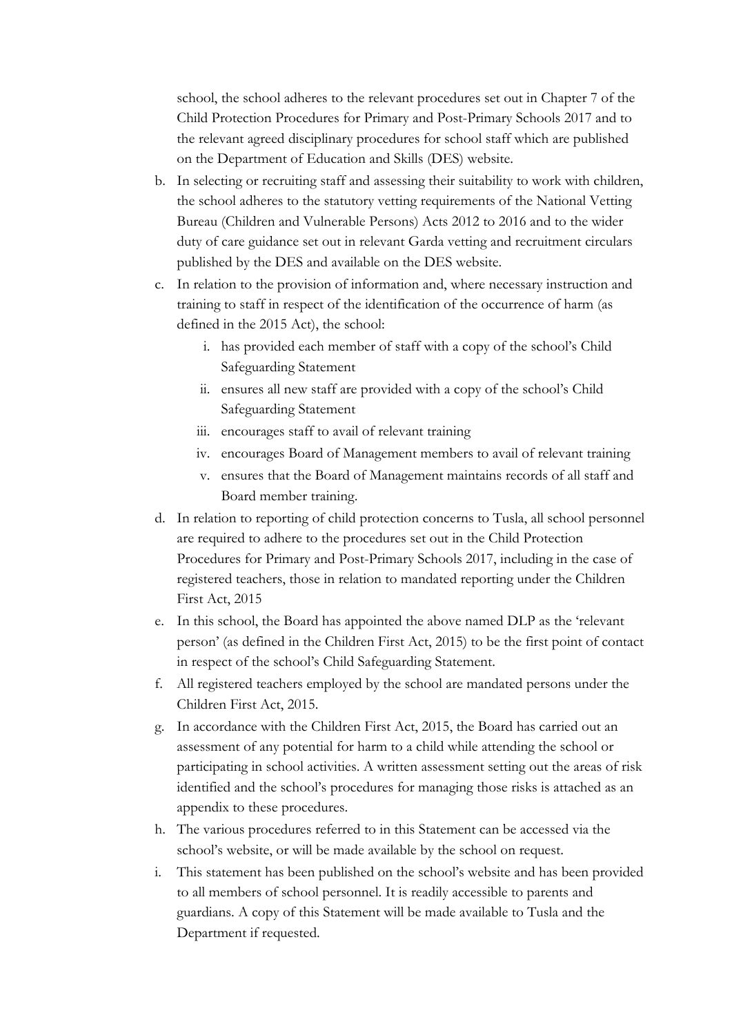school, the school adheres to the relevant procedures set out in Chapter 7 of the Child Protection Procedures for Primary and Post-Primary Schools 2017 and to the relevant agreed disciplinary procedures for school staff which are published on the Department of Education and Skills (DES) website.

b. In selecting or recruiting staff and assessing their suitability to work with children, the school adheres to the statutory vetting requirements of the National Vetting Bureau (Children and Vulnerable Persons) Acts 2012 to 2016 and to the wider duty of care guidance set out in relevant Garda vetting and recruitment circulars published by the DES and available on the DES website.

c. In relation to the provision of information and, where necessary instruction and training to staff in respect of the identification of the occurrence of harm (as defined in the 2015 Act), the school:

   i. has provided each member of staff with a copy of the school's Child Safeguarding Statement

   ii. ensures all new staff are provided with a copy of the school's Child Safeguarding Statement

   iii. encourages staff to avail of relevant training

   iv. encourages Board of Management members to avail of relevant training

   v. ensures that the Board of Management maintains records of all staff and Board member training.

d. In relation to reporting of child protection concerns to Tusla, all school personnel are required to adhere to the procedures set out in the Child Protection Procedures for Primary and Post-Primary Schools 2017, including in the case of registered teachers, those in relation to mandated reporting under the Children First Act, 2015

e. In this school, the Board has appointed the above named DLP as the 'relevant person' (as defined in the Children First Act, 2015) to be the first point of contact in respect of the school's Child Safeguarding Statement.

f. All registered teachers employed by the school are mandated persons under the Children First Act, 2015.

g. In accordance with the Children First Act, 2015, the Board has carried out an assessment of any potential for harm to a child while attending the school or participating in school activities. A written assessment setting out the areas of risk identified and the school's procedures for managing those risks is attached as an appendix to these procedures.

h. The various procedures referred to in this Statement can be accessed via the school's website, or will be made available by the school on request.

i. This statement has been published on the school's website and has been provided to all members of school personnel. It is readily accessible to parents and guardians. A copy of this Statement will be made available to Tusla and the Department if requested.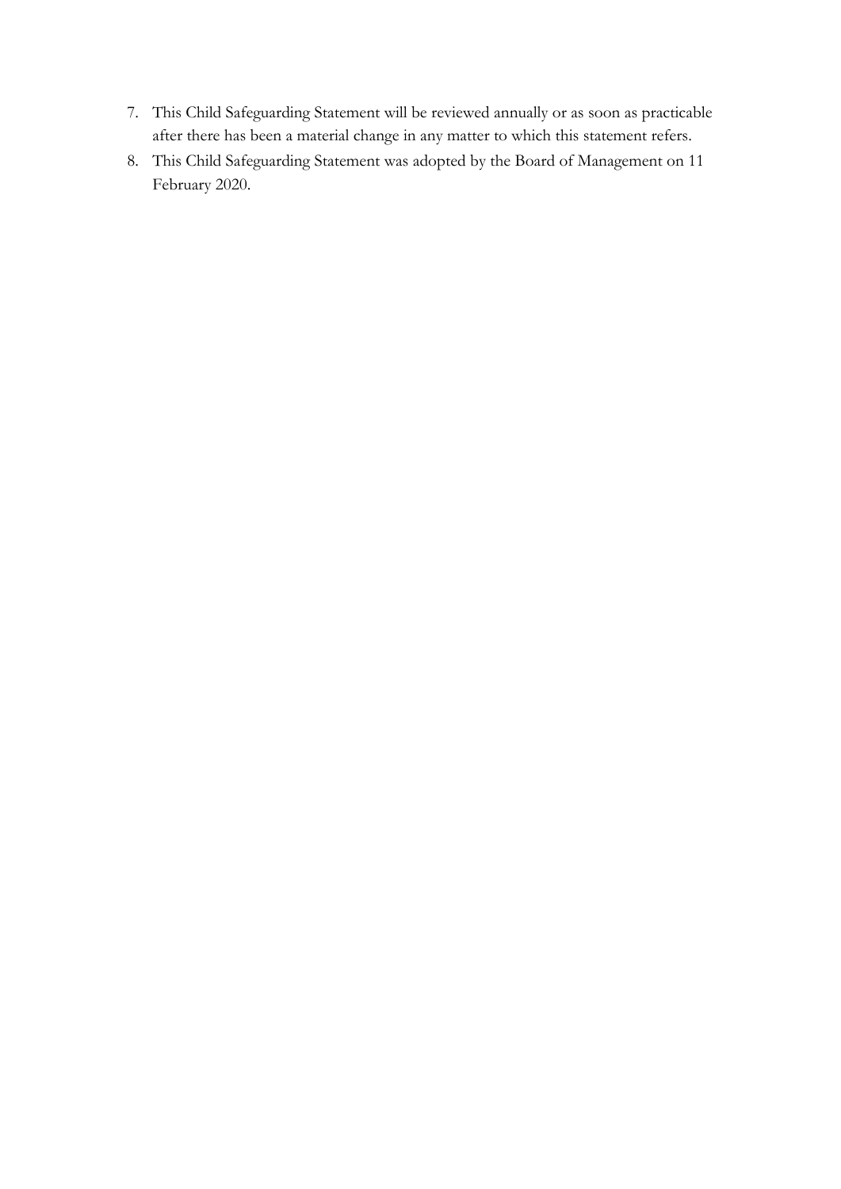7. This Child Safeguarding Statement will be reviewed annually or as soon as practicable after there has been a material change in any matter to which this statement refers.
8. This Child Safeguarding Statement was adopted by the Board of Management on 11 February 2020.